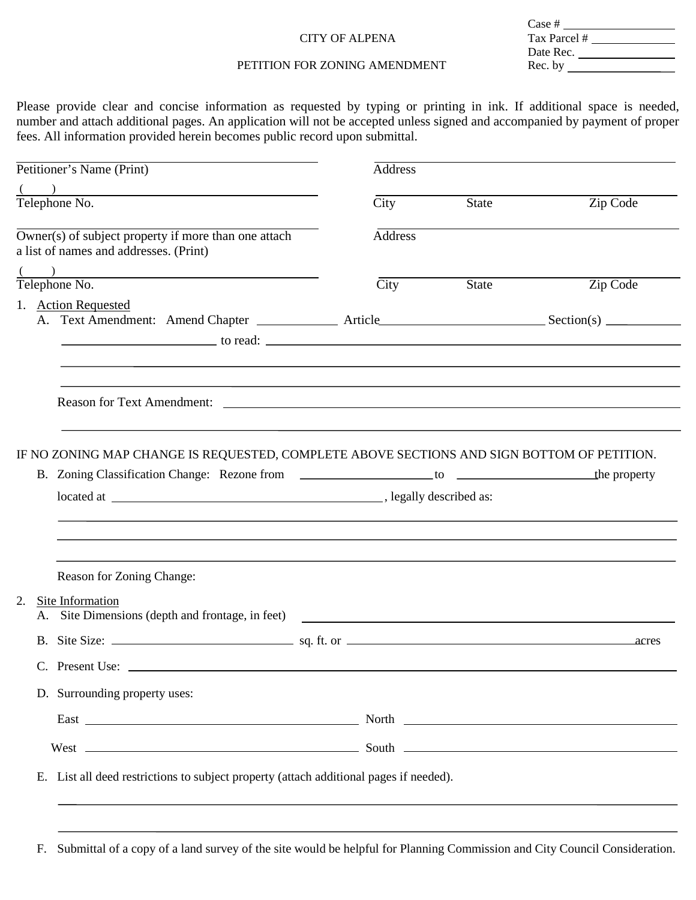Case # \_\_\_\_\_\_\_\_\_\_\_\_\_\_\_\_\_\_
Tax Parcel # \_\_\_\_\_\_\_\_\_\_\_\_\_\_
Date Rec. \_\_\_\_\_\_\_\_\_\_\_\_\_\_\_\_
Rec. by \_\_\_\_\_\_\_\_\_\_\_\_\_\_\_\_\_\_

CITY OF ALPENA

PETITION FOR ZONING AMENDMENT

Please provide clear and concise information as requested by typing or printing in ink. If additional space is needed, number and attach additional pages. An application will not be accepted unless signed and accompanied by payment of proper fees. All information provided herein becomes public record upon submittal.

\_\_\_\_\_\_\_\_\_\_\_\_\_\_\_\_\_\_\_\_\_\_\_\_\_\_\_\_\_\_\_\_\_\_\_\_ \_\_\_\_\_\_\_\_\_\_\_\_\_\_\_\_\_\_\_\_\_\_\_\_\_\_\_\_\_\_\_\_\_\_\_\_
Petitioner's Name (Print) Address

( ) \_\_\_\_\_\_\_\_\_\_\_\_\_\_\_\_\_\_\_\_\_\_\_\_\_\_\_\_\_\_\_\_ \_\_\_\_\_\_\_\_\_\_\_\_\_\_\_\_\_\_\_\_\_\_\_\_\_\_\_\_\_\_\_\_\_\_\_\_
Telephone No. City State Zip Code

\_\_\_\_\_\_\_\_\_\_\_\_\_\_\_\_\_\_\_\_\_\_\_\_\_\_\_\_\_\_\_\_\_\_\_\_ \_\_\_\_\_\_\_\_\_\_\_\_\_\_\_\_\_\_\_\_\_\_\_\_\_\_\_\_\_\_\_\_\_\_\_\_
Owner(s) of subject property if more than one attach a list of names and addresses. (Print) Address

( ) \_\_\_\_\_\_\_\_\_\_\_\_\_\_\_\_\_\_\_\_\_\_\_\_\_\_\_\_\_\_\_\_ \_\_\_\_\_\_\_\_\_\_\_\_\_\_\_\_\_\_\_\_\_\_\_\_\_\_\_\_\_\_\_\_\_\_\_\_
Telephone No. City State Zip Code

1. Action Requested
   A. Text Amendment: Amend Chapter \_\_\_\_\_\_\_\_\_\_ Article \_\_\_\_\_\_\_\_\_\_\_\_\_\_\_\_\_\_\_\_ Section(s) \_\_\_\_\_\_\_\_\_\_
   \_\_\_\_\_\_\_\_\_\_\_\_\_\_\_\_\_\_\_\_ to read: \_\_\_\_\_\_\_\_\_\_\_\_\_\_\_\_\_\_\_\_\_\_\_\_\_\_\_\_\_\_\_\_\_\_\_\_\_\_\_\_\_\_\_\_\_\_\_\_
   \_\_\_\_\_\_\_\_\_\_\_\_\_\_\_\_\_\_\_\_\_\_\_\_\_\_\_\_\_\_\_\_\_\_\_\_\_\_\_\_\_\_\_\_\_\_\_\_\_\_\_\_\_\_\_\_\_\_\_\_\_\_\_\_\_\_\_\_\_\_\_\_\_\_\_\_\_\_\_\_\_\_
   \_\_\_\_\_\_\_\_\_\_\_\_\_\_\_\_\_\_\_\_\_\_\_\_\_\_\_\_\_\_\_\_\_\_\_\_\_\_\_\_\_\_\_\_\_\_\_\_\_\_\_\_\_\_\_\_\_\_\_\_\_\_\_\_\_\_\_\_\_\_\_\_\_\_\_\_\_\_\_\_\_\_

   Reason for Text Amendment: \_\_\_\_\_\_\_\_\_\_\_\_\_\_\_\_\_\_\_\_\_\_\_\_\_\_\_\_\_\_\_\_\_\_\_\_\_\_\_\_\_\_\_\_\_\_\_\_\_\_\_\_
   \_\_\_\_\_\_\_\_\_\_\_\_\_\_\_\_\_\_\_\_\_\_\_\_\_\_\_\_\_\_\_\_\_\_\_\_\_\_\_\_\_\_\_\_\_\_\_\_\_\_\_\_\_\_\_\_\_\_\_\_\_\_\_\_\_\_\_\_\_\_\_\_\_\_\_\_\_\_\_\_\_\_

IF NO ZONING MAP CHANGE IS REQUESTED, COMPLETE ABOVE SECTIONS AND SIGN BOTTOM OF PETITION.

   B. Zoning Classification Change: Rezone from \_\_\_\_\_\_\_\_\_\_\_\_\_\_\_\_\_\_ to \_\_\_\_\_\_\_\_\_\_\_\_\_\_\_\_\_\_ the property located at \_\_\_\_\_\_\_\_\_\_\_\_\_\_\_\_\_\_\_\_\_\_\_\_\_\_\_\_\_\_\_\_\_\_\_\_\_\_, legally described as:
   \_\_\_\_\_\_\_\_\_\_\_\_\_\_\_\_\_\_\_\_\_\_\_\_\_\_\_\_\_\_\_\_\_\_\_\_\_\_\_\_\_\_\_\_\_\_\_\_\_\_\_\_\_\_\_\_\_\_\_\_\_\_\_\_\_\_\_\_\_\_\_\_\_\_\_\_\_\_\_\_\_\_
   \_\_\_\_\_\_\_\_\_\_\_\_\_\_\_\_\_\_\_\_\_\_\_\_\_\_\_\_\_\_\_\_\_\_\_\_\_\_\_\_\_\_\_\_\_\_\_\_\_\_\_\_\_\_\_\_\_\_\_\_\_\_\_\_\_\_\_\_\_\_\_\_\_\_\_\_\_\_\_\_\_\_
   \_\_\_\_\_\_\_\_\_\_\_\_\_\_\_\_\_\_\_\_\_\_\_\_\_\_\_\_\_\_\_\_\_\_\_\_\_\_\_\_\_\_\_\_\_\_\_\_\_\_\_\_\_\_\_\_\_\_\_\_\_\_\_\_\_\_\_\_\_\_\_\_\_\_\_\_\_\_\_\_\_\_

   Reason for Zoning Change:

2. Site Information
   A. Site Dimensions (depth and frontage, in feet) \_\_\_\_\_\_\_\_\_\_\_\_\_\_\_\_\_\_\_\_\_\_\_\_\_\_\_\_\_\_\_\_\_\_\_\_
   B. Site Size: \_\_\_\_\_\_\_\_\_\_\_\_\_\_\_\_\_\_\_\_ sq. ft. or \_\_\_\_\_\_\_\_\_\_\_\_\_\_\_\_\_\_\_\_\_\_\_\_\_\_\_\_\_\_\_\_ acres
   C. Present Use: \_\_\_\_\_\_\_\_\_\_\_\_\_\_\_\_\_\_\_\_\_\_\_\_\_\_\_\_\_\_\_\_\_\_\_\_\_\_\_\_\_\_\_\_\_\_\_\_\_\_\_\_\_\_\_\_\_\_\_\_\_\_\_\_\_\_
   D. Surrounding property uses:

      East \_\_\_\_\_\_\_\_\_\_\_\_\_\_\_\_\_\_\_\_\_\_\_\_\_\_\_\_\_\_ North \_\_\_\_\_\_\_\_\_\_\_\_\_\_\_\_\_\_\_\_\_\_\_\_\_\_\_\_\_\_

      West \_\_\_\_\_\_\_\_\_\_\_\_\_\_\_\_\_\_\_\_\_\_\_\_\_\_\_\_\_\_ South \_\_\_\_\_\_\_\_\_\_\_\_\_\_\_\_\_\_\_\_\_\_\_\_\_\_\_\_\_\_

   E. List all deed restrictions to subject property (attach additional pages if needed).
   \_\_\_\_\_\_\_\_\_\_\_\_\_\_\_\_\_\_\_\_\_\_\_\_\_\_\_\_\_\_\_\_\_\_\_\_\_\_\_\_\_\_\_\_\_\_\_\_\_\_\_\_\_\_\_\_\_\_\_\_\_\_\_\_\_\_\_\_\_\_\_\_\_\_\_\_\_\_\_\_\_\_
   \_\_\_\_\_\_\_\_\_\_\_\_\_\_\_\_\_\_\_\_\_\_\_\_\_\_\_\_\_\_\_\_\_\_\_\_\_\_\_\_\_\_\_\_\_\_\_\_\_\_\_\_\_\_\_\_\_\_\_\_\_\_\_\_\_\_\_\_\_\_\_\_\_\_\_\_\_\_\_\_\_\_

   F. Submittal of a copy of a land survey of the site would be helpful for Planning Commission and City Council Consideration.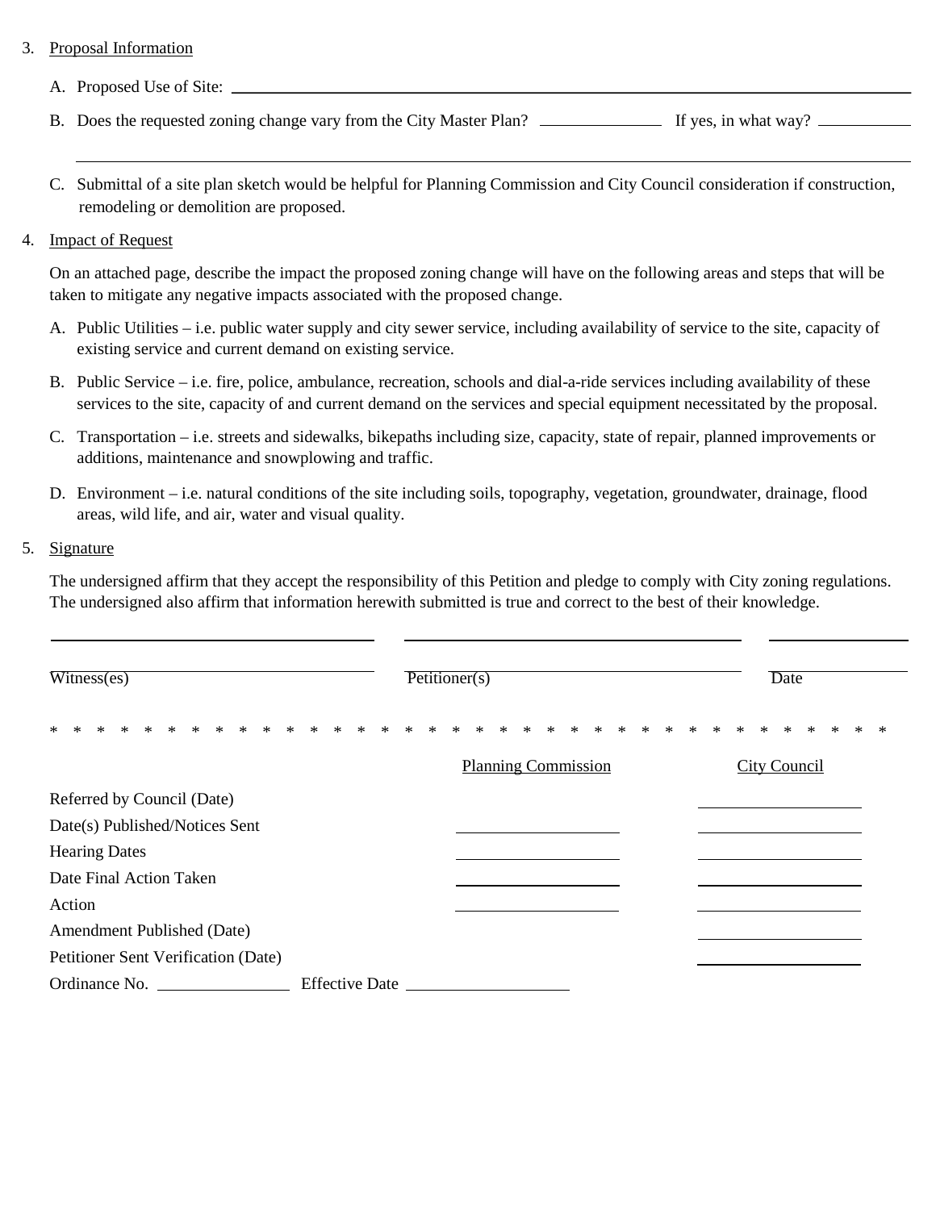3. Proposal Information

   A. Proposed Use of Site: \_\_\_\_\_\_\_\_\_\_\_\_\_\_\_\_\_\_\_\_\_\_\_\_\_\_\_\_\_\_\_\_\_\_\_\_\_\_\_\_

   B. Does the requested zoning change vary from the City Master Plan? \_\_\_\_\_\_\_\_\_\_ If yes, in what way? \_\_\_\_\_\_\_\_\_\_

   \_\_\_\_\_\_\_\_\_\_\_\_\_\_\_\_\_\_\_\_\_\_\_\_\_\_\_\_\_\_\_\_\_\_\_\_\_\_\_\_\_\_\_\_\_\_\_\_\_\_\_\_

   C. Submittal of a site plan sketch would be helpful for Planning Commission and City Council consideration if construction, remodeling or demolition are proposed.

4. Impact of Request

   On an attached page, describe the impact the proposed zoning change will have on the following areas and steps that will be taken to mitigate any negative impacts associated with the proposed change.

   A. Public Utilities – i.e. public water supply and city sewer service, including availability of service to the site, capacity of existing service and current demand on existing service.

   B. Public Service – i.e. fire, police, ambulance, recreation, schools and dial-a-ride services including availability of these services to the site, capacity of and current demand on the services and special equipment necessitated by the proposal.

   C. Transportation – i.e. streets and sidewalks, bikepaths including size, capacity, state of repair, planned improvements or additions, maintenance and snowplowing and traffic.

   D. Environment – i.e. natural conditions of the site including soils, topography, vegetation, groundwater, drainage, flood areas, wild life, and air, water and visual quality.

5. Signature

   The undersigned affirm that they accept the responsibility of this Petition and pledge to comply with City zoning regulations. The undersigned also affirm that information herewith submitted is true and correct to the best of their knowledge.

| Witness(es) | Petitioner(s) | Date |
| --- | --- | --- |
| \_\_\_\_\_\_\_\_\_\_\_\_\_\_\_\_ | \_\_\_\_\_\_\_\_\_\_\_\_\_\_\_\_ | \_\_\_\_\_\_\_\_ |
| \_\_\_\_\_\_\_\_\_\_\_\_\_\_\_\_ | \_\_\_\_\_\_\_\_\_\_\_\_\_\_\_\_ | \_\_\_\_\_\_\_\_ |

\* \* \* \* \* \* \* \* \* \* \* \* \* \* \* \* \* \* \* \* \* \* \* \* \* \* \* \* \* \* \* \* \* \* \* \* \* \* \*

| | Planning Commission | City Council |
| --- | --- | --- |
| Referred by Council (Date) | | \_\_\_\_\_\_\_\_\_\_ |
| Date(s) Published/Notices Sent | \_\_\_\_\_\_\_\_\_\_ | \_\_\_\_\_\_\_\_\_\_ |
| Hearing Dates | \_\_\_\_\_\_\_\_\_\_ | \_\_\_\_\_\_\_\_\_\_ |
| Date Final Action Taken | \_\_\_\_\_\_\_\_\_\_ | \_\_\_\_\_\_\_\_\_\_ |
| Action | \_\_\_\_\_\_\_\_\_\_ | \_\_\_\_\_\_\_\_\_\_ |
| Amendment Published (Date) | | \_\_\_\_\_\_\_\_\_\_ |
| Petitioner Sent Verification (Date) | | \_\_\_\_\_\_\_\_\_\_ |

Ordinance No. \_\_\_\_\_\_\_\_\_\_ Effective Date \_\_\_\_\_\_\_\_\_\_